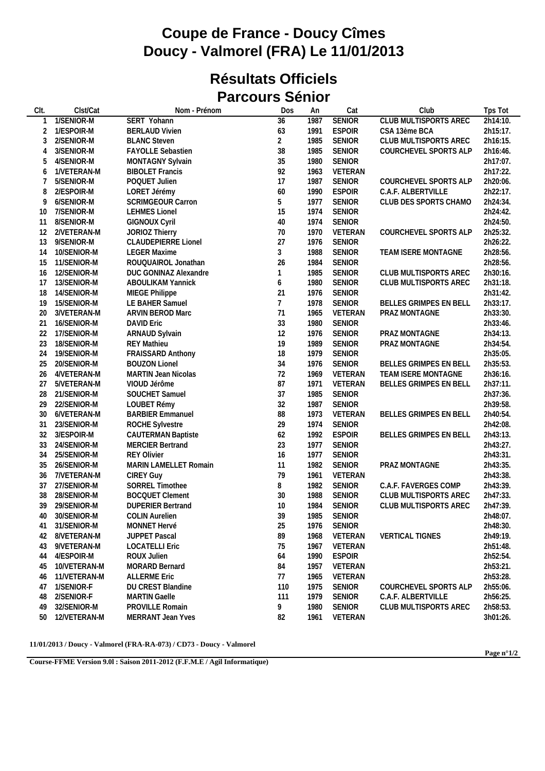# Coupe de France - Doucy Cîmes
# Doucy - Valmorel (FRA) Le 11/01/2013

## Résultats Officiels
## Parcours Sénior

| Clt. | Clst/Cat | Nom - Prénom | Dos | An | Cat | Club | Tps Tot |
|---|---|---|---|---|---|---|---|
| 1 | 1/SENIOR-M | SERT Yohann | 36 | 1987 | SENIOR | CLUB MULTISPORTS AREC | 2h14:10. |
| 2 | 1/ESPOIR-M | BERLAUD Vivien | 63 | 1991 | ESPOIR | CSA 13ème BCA | 2h15:17. |
| 3 | 2/SENIOR-M | BLANC Steven | 2 | 1985 | SENIOR | CLUB MULTISPORTS AREC | 2h16:15. |
| 4 | 3/SENIOR-M | FAYOLLE Sebastien | 38 | 1985 | SENIOR | COURCHEVEL SPORTS ALP | 2h16:46. |
| 5 | 4/SENIOR-M | MONTAGNY Sylvain | 35 | 1980 | SENIOR | | 2h17:07. |
| 6 | 1/VETERAN-M | BIBOLET Francis | 92 | 1963 | VETERAN | | 2h17:22. |
| 7 | 5/SENIOR-M | POQUET Julien | 17 | 1987 | SENIOR | COURCHEVEL SPORTS ALP | 2h20:06. |
| 8 | 2/ESPOIR-M | LORET Jérémy | 60 | 1990 | ESPOIR | C.A.F. ALBERTVILLE | 2h22:17. |
| 9 | 6/SENIOR-M | SCRIMGEOUR Carron | 5 | 1977 | SENIOR | CLUB DES SPORTS CHAMO | 2h24:34. |
| 10 | 7/SENIOR-M | LEHMES Lionel | 15 | 1974 | SENIOR | | 2h24:42. |
| 11 | 8/SENIOR-M | GIGNOUX Cyril | 40 | 1974 | SENIOR | | 2h24:50. |
| 12 | 2/VETERAN-M | JORIOZ Thierry | 70 | 1970 | VETERAN | COURCHEVEL SPORTS ALP | 2h25:32. |
| 13 | 9/SENIOR-M | CLAUDEPIERRE Lionel | 27 | 1976 | SENIOR | | 2h26:22. |
| 14 | 10/SENIOR-M | LEGER Maxime | 3 | 1988 | SENIOR | TEAM ISERE MONTAGNE | 2h28:56. |
| 15 | 11/SENIOR-M | ROUQUAIROL Jonathan | 26 | 1984 | SENIOR | | 2h28:56. |
| 16 | 12/SENIOR-M | DUC GONINAZ Alexandre | 1 | 1985 | SENIOR | CLUB MULTISPORTS AREC | 2h30:16. |
| 17 | 13/SENIOR-M | ABOULIKAM Yannick | 6 | 1980 | SENIOR | CLUB MULTISPORTS AREC | 2h31:18. |
| 18 | 14/SENIOR-M | MIEGE Philippe | 21 | 1976 | SENIOR | | 2h31:42. |
| 19 | 15/SENIOR-M | LE BAHER Samuel | 7 | 1978 | SENIOR | BELLES GRIMPES EN BELL | 2h33:17. |
| 20 | 3/VETERAN-M | ARVIN BEROD Marc | 71 | 1965 | VETERAN | PRAZ MONTAGNE | 2h33:30. |
| 21 | 16/SENIOR-M | DAVID Eric | 33 | 1980 | SENIOR | | 2h33:46. |
| 22 | 17/SENIOR-M | ARNAUD Sylvain | 12 | 1976 | SENIOR | PRAZ MONTAGNE | 2h34:13. |
| 23 | 18/SENIOR-M | REY Mathieu | 19 | 1989 | SENIOR | PRAZ MONTAGNE | 2h34:54. |
| 24 | 19/SENIOR-M | FRAISSARD Anthony | 18 | 1979 | SENIOR | | 2h35:05. |
| 25 | 20/SENIOR-M | BOUZON Lionel | 34 | 1976 | SENIOR | BELLES GRIMPES EN BELL | 2h35:53. |
| 26 | 4/VETERAN-M | MARTIN Jean Nicolas | 72 | 1969 | VETERAN | TEAM ISERE MONTAGNE | 2h36:16. |
| 27 | 5/VETERAN-M | VIOUD Jérôme | 87 | 1971 | VETERAN | BELLES GRIMPES EN BELL | 2h37:11. |
| 28 | 21/SENIOR-M | SOUCHET Samuel | 37 | 1985 | SENIOR | | 2h37:36. |
| 29 | 22/SENIOR-M | LOUBET Rémy | 32 | 1987 | SENIOR | | 2h39:58. |
| 30 | 6/VETERAN-M | BARBIER Emmanuel | 88 | 1973 | VETERAN | BELLES GRIMPES EN BELL | 2h40:54. |
| 31 | 23/SENIOR-M | ROCHE Sylvestre | 29 | 1974 | SENIOR | | 2h42:08. |
| 32 | 3/ESPOIR-M | CAUTERMAN Baptiste | 62 | 1992 | ESPOIR | BELLES GRIMPES EN BELL | 2h43:13. |
| 33 | 24/SENIOR-M | MERCIER Bertrand | 23 | 1977 | SENIOR | | 2h43:27. |
| 34 | 25/SENIOR-M | REY Olivier | 16 | 1977 | SENIOR | | 2h43:31. |
| 35 | 26/SENIOR-M | MARIN LAMELLET Romain | 11 | 1982 | SENIOR | PRAZ MONTAGNE | 2h43:35. |
| 36 | 7/VETERAN-M | CIREY Guy | 79 | 1961 | VETERAN | | 2h43:38. |
| 37 | 27/SENIOR-M | SORREL Timothee | 8 | 1982 | SENIOR | C.A.F. FAVERGES COMP | 2h43:39. |
| 38 | 28/SENIOR-M | BOCQUET Clement | 30 | 1988 | SENIOR | CLUB MULTISPORTS AREC | 2h47:33. |
| 39 | 29/SENIOR-M | DUPERIER Bertrand | 10 | 1984 | SENIOR | CLUB MULTISPORTS AREC | 2h47:39. |
| 40 | 30/SENIOR-M | COLIN Aurelien | 39 | 1985 | SENIOR | | 2h48:07. |
| 41 | 31/SENIOR-M | MONNET Hervé | 25 | 1976 | SENIOR | | 2h48:30. |
| 42 | 8/VETERAN-M | JUPPET Pascal | 89 | 1968 | VETERAN | VERTICAL TIGNES | 2h49:19. |
| 43 | 9/VETERAN-M | LOCATELLI Eric | 75 | 1967 | VETERAN | | 2h51:48. |
| 44 | 4/ESPOIR-M | ROUX Julien | 64 | 1990 | ESPOIR | | 2h52:54. |
| 45 | 10/VETERAN-M | MORARD Bernard | 84 | 1957 | VETERAN | | 2h53:21. |
| 46 | 11/VETERAN-M | ALLERME Eric | 77 | 1965 | VETERAN | | 2h53:28. |
| 47 | 1/SENIOR-F | DU CREST Blandine | 110 | 1975 | SENIOR | COURCHEVEL SPORTS ALP | 2h55:06. |
| 48 | 2/SENIOR-F | MARTIN Gaelle | 111 | 1979 | SENIOR | C.A.F. ALBERTVILLE | 2h56:25. |
| 49 | 32/SENIOR-M | PROVILLE Romain | 9 | 1980 | SENIOR | CLUB MULTISPORTS AREC | 2h58:53. |
| 50 | 12/VETERAN-M | MERRANT Jean Yves | 82 | 1961 | VETERAN | | 3h01:26. |

**11/01/2013 / Doucy - Valmorel (FRA-RA-073) / CD73 - Doucy - Valmorel**

**Course-FFME Version 9.0l : Saison 2011-2012 (F.F.M.E / Agil Informatique)**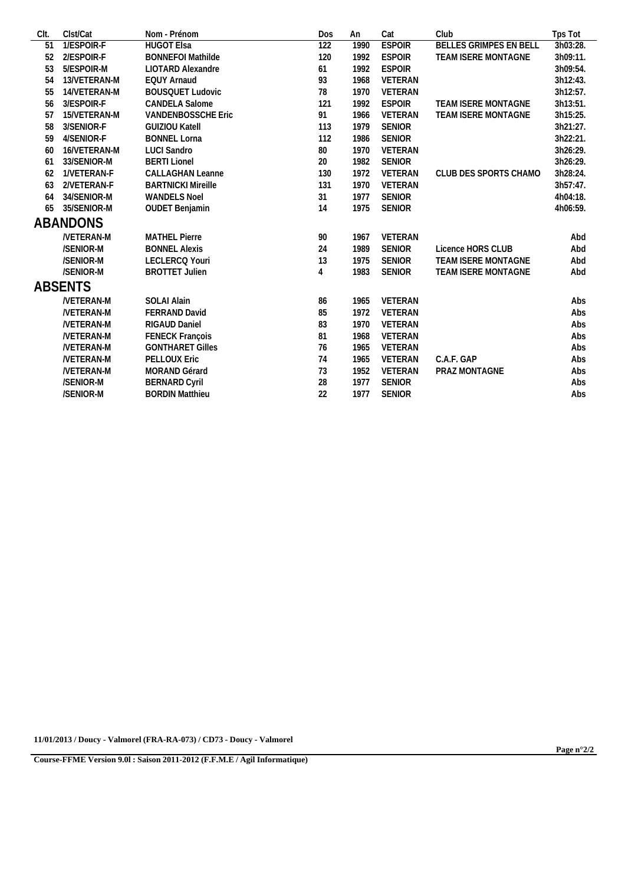| Clt. | Clst/Cat | Nom - Prénom | Dos | An | Cat | Club | Tps Tot |
|---|---|---|---|---|---|---|---|
| 51 | 1/ESPOIR-F | HUGOT Elsa | 122 | 1990 | ESPOIR | BELLES GRIMPES EN BELL | 3h03:28. |
| 52 | 2/ESPOIR-F | BONNEFOI Mathilde | 120 | 1992 | ESPOIR | TEAM ISERE MONTAGNE | 3h09:11. |
| 53 | 5/ESPOIR-M | LIOTARD Alexandre | 61 | 1992 | ESPOIR | | 3h09:54. |
| 54 | 13/VETERAN-M | EQUY Arnaud | 93 | 1968 | VETERAN | | 3h12:43. |
| 55 | 14/VETERAN-M | BOUSQUET Ludovic | 78 | 1970 | VETERAN | | 3h12:57. |
| 56 | 3/ESPOIR-F | CANDELA Salome | 121 | 1992 | ESPOIR | TEAM ISERE MONTAGNE | 3h13:51. |
| 57 | 15/VETERAN-M | VANDENBOSSCHE Eric | 91 | 1966 | VETERAN | TEAM ISERE MONTAGNE | 3h15:25. |
| 58 | 3/SENIOR-F | GUIZIOU Katell | 113 | 1979 | SENIOR | | 3h21:27. |
| 59 | 4/SENIOR-F | BONNEL Lorna | 112 | 1986 | SENIOR | | 3h22:21. |
| 60 | 16/VETERAN-M | LUCI Sandro | 80 | 1970 | VETERAN | | 3h26:29. |
| 61 | 33/SENIOR-M | BERTI Lionel | 20 | 1982 | SENIOR | | 3h26:29. |
| 62 | 1/VETERAN-F | CALLAGHAN Leanne | 130 | 1972 | VETERAN | CLUB DES SPORTS CHAMO | 3h28:24. |
| 63 | 2/VETERAN-F | BARTNICKI Mireille | 131 | 1970 | VETERAN | | 3h57:47. |
| 64 | 34/SENIOR-M | WANDELS Noel | 31 | 1977 | SENIOR | | 4h04:18. |
| 65 | 35/SENIOR-M | OUDET Benjamin | 14 | 1975 | SENIOR | | 4h06:59. |

## ABANDONS

| Clt. | Clst/Cat | Nom - Prénom | Dos | An | Cat | Club | Tps Tot |
|---|---|---|---|---|---|---|---|
| | /VETERAN-M | MATHEL Pierre | 90 | 1967 | VETERAN | | Abd |
| | /SENIOR-M | BONNEL Alexis | 24 | 1989 | SENIOR | Licence HORS CLUB | Abd |
| | /SENIOR-M | LECLERCQ Youri | 13 | 1975 | SENIOR | TEAM ISERE MONTAGNE | Abd |
| | /SENIOR-M | BROTTET Julien | 4 | 1983 | SENIOR | TEAM ISERE MONTAGNE | Abd |

## ABSENTS

| Clt. | Clst/Cat | Nom - Prénom | Dos | An | Cat | Club | Tps Tot |
|---|---|---|---|---|---|---|---|
| | /VETERAN-M | SOLAI Alain | 86 | 1965 | VETERAN | | Abs |
| | /VETERAN-M | FERRAND David | 85 | 1972 | VETERAN | | Abs |
| | /VETERAN-M | RIGAUD Daniel | 83 | 1970 | VETERAN | | Abs |
| | /VETERAN-M | FENECK François | 81 | 1968 | VETERAN | | Abs |
| | /VETERAN-M | GONTHARET Gilles | 76 | 1965 | VETERAN | | Abs |
| | /VETERAN-M | PELLOUX Eric | 74 | 1965 | VETERAN | C.A.F. GAP | Abs |
| | /VETERAN-M | MORAND Gérard | 73 | 1952 | VETERAN | PRAZ MONTAGNE | Abs |
| | /SENIOR-M | BERNARD Cyril | 28 | 1977 | SENIOR | | Abs |
| | /SENIOR-M | BORDIN Matthieu | 22 | 1977 | SENIOR | | Abs |

**11/01/2013 / Doucy - Valmorel (FRA-RA-073) / CD73 - Doucy - Valmorel**

**Course-FFME Version 9.0l : Saison 2011-2012 (F.F.M.E / Agil Informatique)**